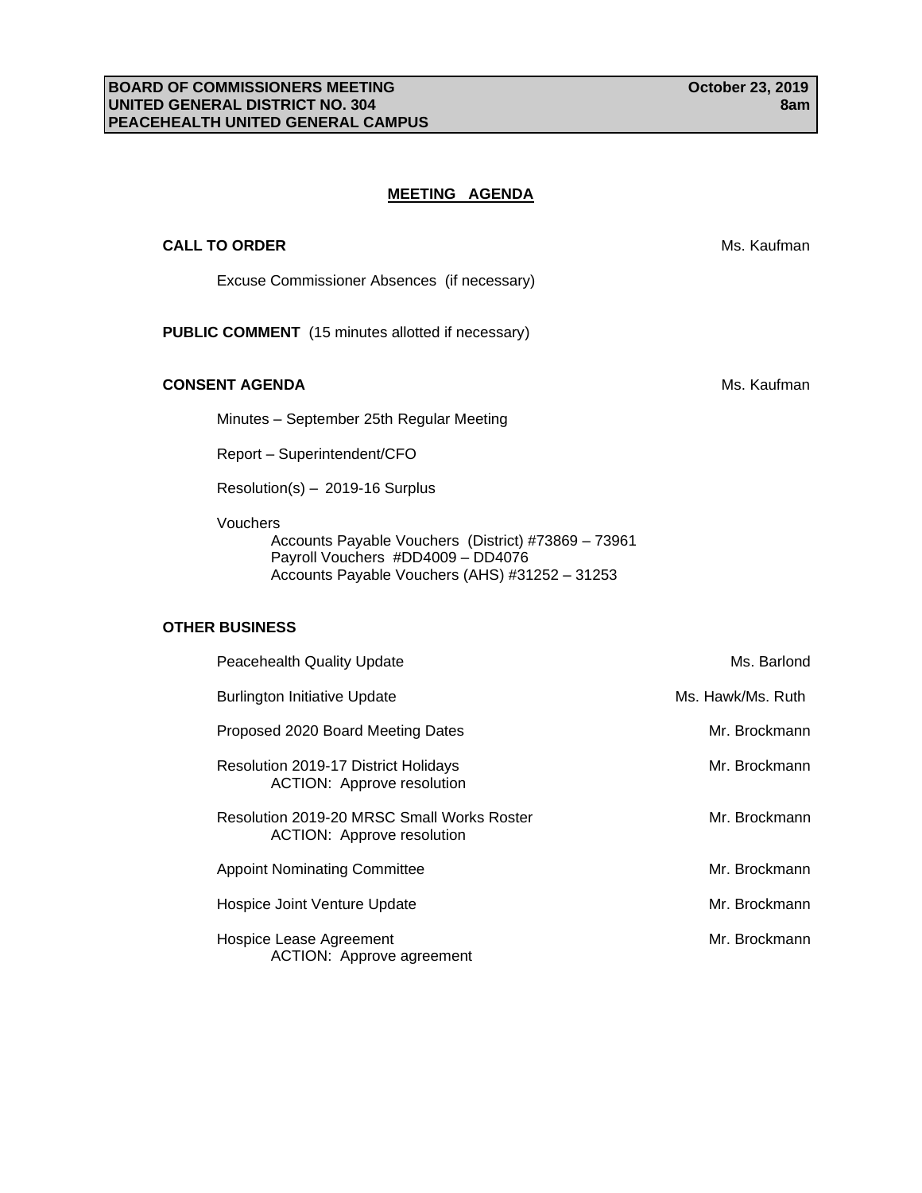**BOARD OF COMMISSIONERS MEETING** | **October 23, 2019**
**UNITED GENERAL DISTRICT NO. 304** | **8am**
**PEACEHEALTH UNITED GENERAL CAMPUS**

## MEETING AGENDA

**CALL TO ORDER** — Ms. Kaufman

Excuse Commissioner Absences (if necessary)

**PUBLIC COMMENT** (15 minutes allotted if necessary)

**CONSENT AGENDA** — Ms. Kaufman

Minutes – September 25th Regular Meeting

Report – Superintendent/CFO

Resolution(s) – 2019-16 Surplus

Vouchers
- Accounts Payable Vouchers (District) #73869 – 73961
- Payroll Vouchers #DD4009 – DD4076
- Accounts Payable Vouchers (AHS) #31252 – 31253

**OTHER BUSINESS**

Peacehealth Quality Update — Ms. Barlond

Burlington Initiative Update — Ms. Hawk/Ms. Ruth

Proposed 2020 Board Meeting Dates — Mr. Brockmann

Resolution 2019-17 District Holidays — Mr. Brockmann
ACTION: Approve resolution

Resolution 2019-20 MRSC Small Works Roster — Mr. Brockmann
ACTION: Approve resolution

Appoint Nominating Committee — Mr. Brockmann

Hospice Joint Venture Update — Mr. Brockmann

Hospice Lease Agreement — Mr. Brockmann
ACTION: Approve agreement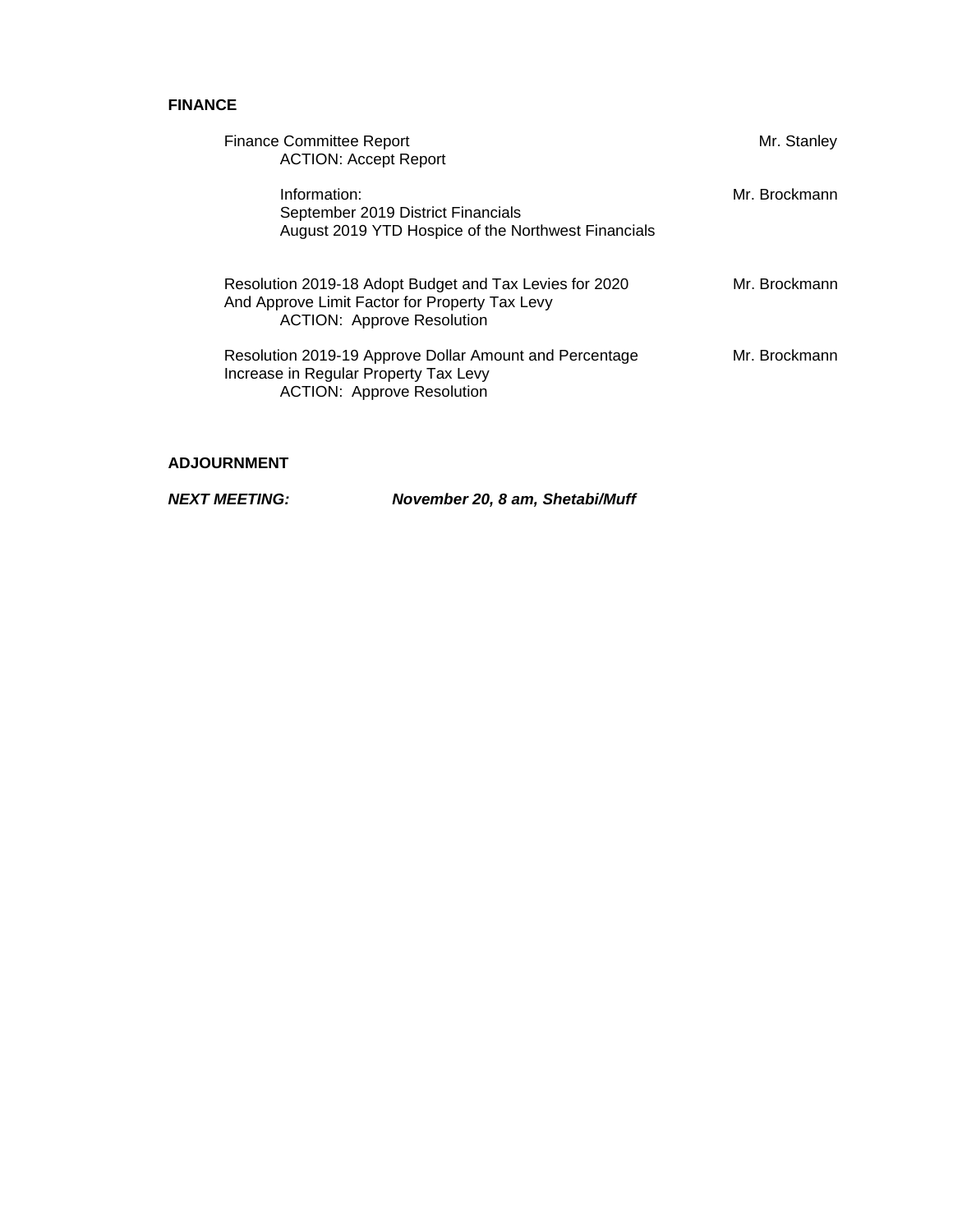**FINANCE**

Finance Committee Report — Mr. Stanley
ACTION: Accept Report

Information: — Mr. Brockmann
September 2019 District Financials
August 2019 YTD Hospice of the Northwest Financials

Resolution 2019-18 Adopt Budget and Tax Levies for 2020 And Approve Limit Factor for Property Tax Levy — Mr. Brockmann
ACTION: Approve Resolution

Resolution 2019-19 Approve Dollar Amount and Percentage Increase in Regular Property Tax Levy — Mr. Brockmann
ACTION: Approve Resolution

**ADJOURNMENT**

***NEXT MEETING:*** ***November 20, 8 am, Shetabi/Muff***